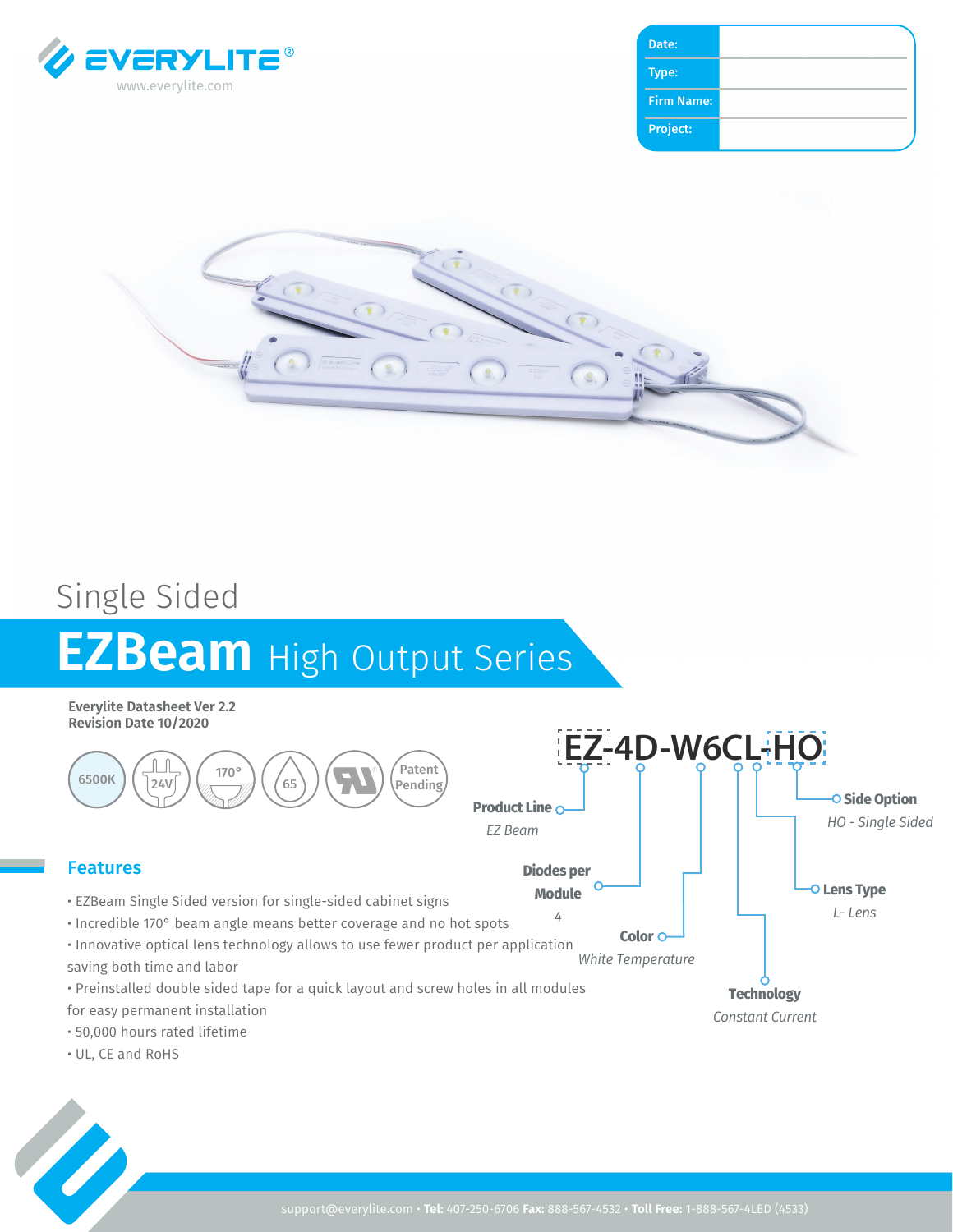EVERYLITE®
www.everylite.com

| Date: | |
|---|---|
| Type: | |
| Firm Name: | |
| Project: | |

Single Sided

# EZBeam High Output Series

**Everylite Datasheet Ver 2.2**
**Revision Date 10/2020**

6500K | 24V | 170° | 65 | UL | Patent Pending

## EZ-4D-W6CL-HO

- **Product Line** – *EZ Beam*
- **Diodes per Module** – *4*
- **Color** – *White Temperature*
- **Technology** – *Constant Current*
- **Lens Type** – *L- Lens*
- **Side Option** – *HO - Single Sided*

## Features

- EZBeam Single Sided version for single-sided cabinet signs
- Incredible 170° beam angle means better coverage and no hot spots
- Innovative optical lens technology allows to use fewer product per application saving both time and labor
- Preinstalled double sided tape for a quick layout and screw holes in all modules for easy permanent installation
- 50,000 hours rated lifetime
- UL, CE and RoHS

support@everylite.com • **Tel:** 407-250-6706 **Fax:** 888-567-4532 • **Toll Free:** 1-888-567-4LED (4533)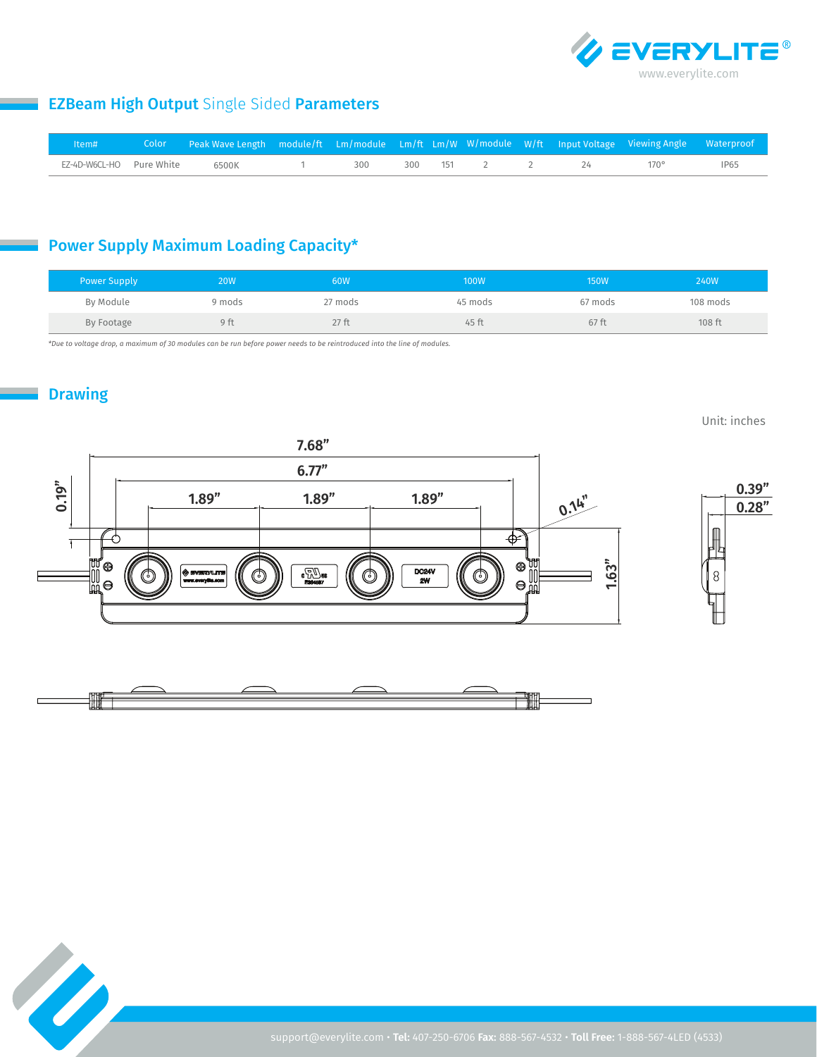## EZBeam High Output Single Sided Parameters

| Item# | Color | Peak Wave Length | module/ft | Lm/module | Lm/ft | Lm/W | W/module | W/ft | Input Voltage | Viewing Angle | Waterproof |
|---|---|---|---|---|---|---|---|---|---|---|---|
| EZ-4D-W6CL-HO | Pure White | 6500K | 1 | 300 | 300 | 151 | 2 | 2 | 24 | 170° | IP65 |

## Power Supply Maximum Loading Capacity*

| Power Supply | 20W | 60W | 100W | 150W | 240W |
|---|---|---|---|---|---|
| By Module | 9 mods | 27 mods | 45 mods | 67 mods | 108 mods |
| By Footage | 9 ft | 27 ft | 45 ft | 67 ft | 108 ft |

*Due to voltage drop, a maximum of 30 modules can be run before power needs to be reintroduced into the line of modules.*

## Drawing

Unit: inches

7.68”
6.77”
0.19”
1.89” 1.89” 1.89”
0.14”
1.63”
0.39”
0.28”
DC24V
2W

support@everylite.com • **Tel:** 407-250-6706 **Fax:** 888-567-4532 • **Toll Free:** 1-888-567-4LED (4533)